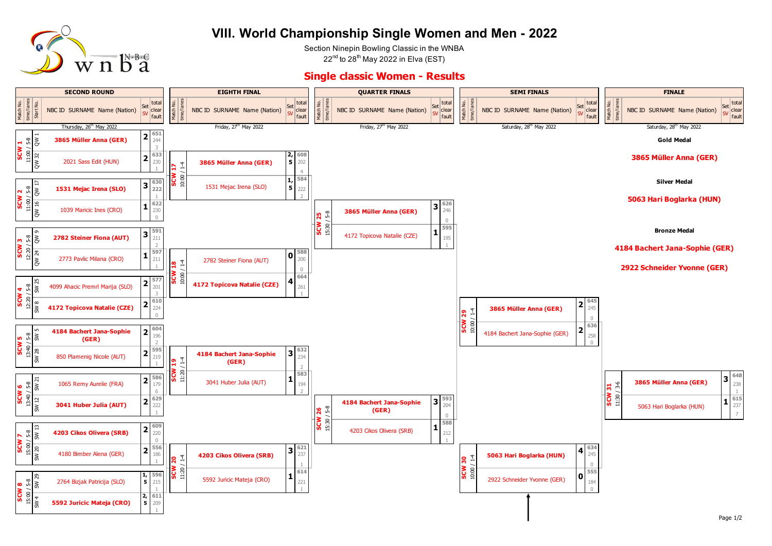# VIII. World Championship Single Women and Men - 2022

Section Ninepin Bowling Classic in the WNBA

22nd to 28th May 2022 in Elva (EST)

## Single classic Women - Results

### SECOND ROUND

Thursday, 26th May 2022

| Match No. | time/lanes | Start No. | NBC ID SURNAME Name (Nation) | Set SV | total | clear | fault |
|---|---|---|---|---|---|---|---|
| SCW 1 | 11:00 / 5-8 | QW 1 | **3865 Müller Anna (GER)** | 2 | 651 | 244 | 3 |
| | | QW 32 | 2021 Sass Edit (HUN) | 2 | 633 | 230 | 1 |
| SCW 2 | 11:00 / 5-8 | QW 17 | **1531 Mejac Irena (SLO)** | 3 | 630 | 222 | 1 |
| | | QW 16 | 1039 Maricic Ines (CRO) | 1 | 622 | 230 | 0 |
| SCW 3 | 12:20 / 5-8 | QW 9 | **2782 Steiner Fiona (AUT)** | 3 | 591 | 211 | 2 |
| | | QW 24 | 2773 Pavlic Milana (CRO) | 1 | 597 | 211 | 1 |
| SCW 4 | 12:20 / 5-8 | SW 25 | 4099 Ahacic Premrl Marija (SLO) | 2 | 577 | 201 | 3 |
| | | SW 8 | **4172 Topicova Natalie (CZE)** | 2 | 610 | 224 | 0 |
| SCW 5 | 13:40 / 5-8 | SW 5 | **4184 Bachert Jana-Sophie (GER)** | 2 | 604 | 196 | 2 |
| | | SW 28 | 850 Plamenig Nicole (AUT) | 2 | 595 | 219 | 1 |
| SCW 6 | 13:40 / 5-8 | SW 21 | 1065 Remy Aurelie (FRA) | 2 | 586 | 179 | 6 |
| | | SW 12 | **3041 Huber Julia (AUT)** | 2 | 629 | 222 | 1 |
| SCW 7 | 15:00 / 5-8 | SW 13 | **4203 Cikos Olivera (SRB)** | 2 | 609 | 220 | 0 |
| | | SW 20 | 4180 Bimber Alena (GER) | 2 | 556 | 186 | 1 |
| SCW 8 | 15:00 / 5-8 | SW 29 | 2764 Bizjak Patricija (SLO) | 1,5 | 596 | 215 | 1 |
| | | SW 4 | **5592 Juricic Mateja (CRO)** | 2,5 | 611 | 209 | 1 |

### EIGHTH FINAL

Friday, 27th May 2022

| Match No. | time/lanes | NBC ID SURNAME Name (Nation) | Set SV | total | clear | fault |
|---|---|---|---|---|---|---|
| SCW 17 | 10:00 / 1-4 | **3865 Müller Anna (GER)** | 2,5 | 608 | 202 | 4 |
| | | 1531 Mejac Irena (SLO) | 1,5 | 584 | 222 | 2 |
| SCW 18 | 10:00 / 1-4 | 2782 Steiner Fiona (AUT) | 0 | 588 | 200 | 0 |
| | | **4172 Topicova Natalie (CZE)** | 4 | 664 | 261 | 1 |
| SCW 19 | 11:20 / 1-4 | **4184 Bachert Jana-Sophie (GER)** | 3 | 632 | 234 | 2 |
| | | 3041 Huber Julia (AUT) | 1 | 583 | 194 | 2 |
| SCW 20 | 11:20 / 1-4 | **4203 Cikos Olivera (SRB)** | 3 | 621 | 237 | 1 |
| | | 5592 Juricic Mateja (CRO) | 1 | 614 | 221 | 1 |

### QUARTER FINALS

Friday, 27th May 2022

| Match No. | time/lanes | NBC ID SURNAME Name (Nation) | Set SV | total | clear | fault |
|---|---|---|---|---|---|---|
| SCW 25 | 15:30 / 5-8 | **3865 Müller Anna (GER)** | 3 | 626 | 246 | 0 |
| | | 4172 Topicova Natalie (CZE) | 1 | 595 | 195 | 1 |
| SCW 26 | 15:30 / 5-8 | **4184 Bachert Jana-Sophie (GER)** | 3 | 593 | 204 | 0 |
| | | 4203 Cikos Olivera (SRB) | 1 | 588 | 212 | 1 |

### SEMI FINALS

Saturday, 28th May 2022

| Match No. | time/lanes | NBC ID SURNAME Name (Nation) | Set SV | total | clear | fault |
|---|---|---|---|---|---|---|
| SCW 29 | 10:00 / 1-4 | **3865 Müller Anna (GER)** | 2 | 645 | 245 | 0 |
| | | 4184 Bachert Jana-Sophie (GER) | 2 | 636 | 258 | 0 |
| SCW 30 | 10:00 / 1-4 | **5063 Hari Boglarka (HUN)** | 4 | 634 | 245 | 0 |
| | | 2922 Schneider Yvonne (GER) | 0 | 555 | 184 | 0 |

### FINALE

Saturday, 28th May 2022

| Match No. | time/lanes | NBC ID SURNAME Name (Nation) | Set SV | total | clear | fault |
|---|---|---|---|---|---|---|
| SCW 31 | 11:30 / 3-6 | **3865 Müller Anna (GER)** | 3 | 648 | 238 | 1 |
| | | 5063 Hari Boglarka (HUN) | 1 | 615 | 237 | 7 |

**Gold Medal**

**3865 Müller Anna (GER)**

**Silver Medal**

**5063 Hari Boglarka (HUN)**

**Bronze Medal**

**4184 Bachert Jana-Sophie (GER)**

**2922 Schneider Yvonne (GER)**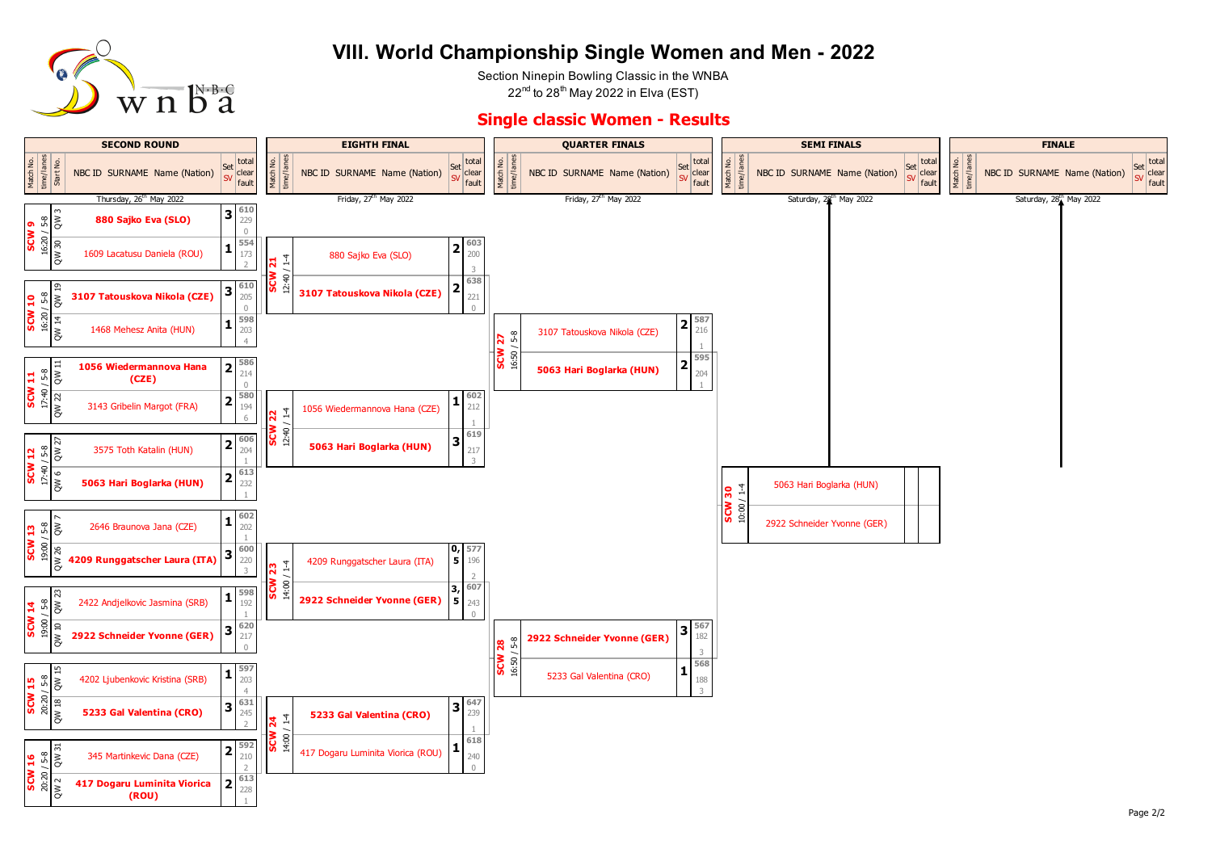# VIII. World Championship Single Women and Men - 2022

Section Ninepin Bowling Classic in the WNBA

22nd to 28th May 2022 in Elva (EST)

## Single classic Women - Results

### SECOND ROUND

Thursday, 26th May 2022

| Match No. | time/lanes | Start No. | NBC ID SURNAME Name (Nation) | Set SV | total | clear | fault |
|---|---|---|---|---|---|---|---|
| SCW 9 | 16:20 / 5-8 | QW 3 | **880 Sajko Eva (SLO)** | 3 | 610 | 229 | 0 |
| | | QW 30 | 1609 Lacatusu Daniela (ROU) | 1 | 554 | 173 | 2 |
| SCW 10 | 16:20 / 5-8 | QW 19 | **3107 Tatouskova Nikola (CZE)** | 3 | 610 | 205 | 0 |
| | | QW 14 | 1468 Mehesz Anita (HUN) | 1 | 598 | 203 | 4 |
| SCW 11 | 17:40 / 5-8 | QW 11 | **1056 Wiedermannova Hana (CZE)** | 2 | 586 | 214 | 0 |
| | | QW 22 | 3143 Gribelin Margot (FRA) | 2 | 580 | 194 | 6 |
| SCW 12 | 17:40 / 5-8 | QW 27 | 3575 Toth Katalin (HUN) | 2 | 606 | 204 | 1 |
| | | QW 6 | **5063 Hari Boglarka (HUN)** | 2 | 613 | 232 | 1 |
| SCW 13 | 19:00 / 5-8 | QW 7 | 2646 Braunova Jana (CZE) | 1 | 602 | 202 | 1 |
| | | QW 26 | **4209 Runggatscher Laura (ITA)** | 3 | 600 | 220 | 3 |
| SCW 14 | 19:00 / 5-8 | QW 23 | 2422 Andjelkovic Jasmina (SRB) | 1 | 598 | 192 | 1 |
| | | QW 10 | **2922 Schneider Yvonne (GER)** | 3 | 620 | 217 | 0 |
| SCW 15 | 20:20 / 5-8 | QW 15 | 4202 Ljubenkovic Kristina (SRB) | 1 | 597 | 203 | 4 |
| | | QW 18 | **5233 Gal Valentina (CRO)** | 3 | 631 | 245 | 2 |
| SCW 16 | 20:20 / 5-8 | QW 31 | 345 Martinkevic Dana (CZE) | 2 | 592 | 210 | 2 |
| | | QW 2 | **417 Dogaru Luminita Viorica (ROU)** | 2 | 613 | 228 | 1 |

### EIGHTH FINAL

Friday, 27th May 2022

| Match No. | time/lanes | NBC ID SURNAME Name (Nation) | Set SV | total | clear | fault |
|---|---|---|---|---|---|---|
| SCW 21 | 12:40 / 1-4 | 880 Sajko Eva (SLO) | 2 | 603 | 200 | 3 |
| | | **3107 Tatouskova Nikola (CZE)** | 2 | 638 | 221 | 0 |
| SCW 22 | 12:40 / 1-4 | 1056 Wiedermannova Hana (CZE) | 1 | 602 | 212 | 1 |
| | | **5063 Hari Boglarka (HUN)** | 3 | 619 | 217 | 3 |
| SCW 23 | 14:00 / 1-4 | 4209 Runggatscher Laura (ITA) | 0,5 | 577 | 196 | 2 |
| | | **2922 Schneider Yvonne (GER)** | 3,5 | 607 | 243 | 0 |
| SCW 24 | 14:00 / 1-4 | **5233 Gal Valentina (CRO)** | 3 | 647 | 239 | 1 |
| | | 417 Dogaru Luminita Viorica (ROU) | 1 | 618 | 240 | 0 |

### QUARTER FINALS

Friday, 27th May 2022

| Match No. | time/lanes | NBC ID SURNAME Name (Nation) | Set SV | total | clear | fault |
|---|---|---|---|---|---|---|
| SCW 27 | 16:50 / 5-8 | 3107 Tatouskova Nikola (CZE) | 2 | 587 | 216 | 1 |
| | | **5063 Hari Boglarka (HUN)** | 2 | 595 | 204 | 1 |
| SCW 28 | 16:50 / 5-8 | **2922 Schneider Yvonne (GER)** | 3 | 567 | 182 | 3 |
| | | 5233 Gal Valentina (CRO) | 1 | 568 | 188 | 3 |

### SEMI FINALS

Saturday, 28th May 2022

| Match No. | time/lanes | NBC ID SURNAME Name (Nation) | Set SV | total | clear | fault |
|---|---|---|---|---|---|---|
| SCW 30 | 10:00 / 1-4 | 5063 Hari Boglarka (HUN) | | | | |
| | | 2922 Schneider Yvonne (GER) | | | | |

### FINALE

Saturday, 28th May 2022

| Match No. | time/lanes | NBC ID SURNAME Name (Nation) | Set SV | total | clear | fault |
|---|---|---|---|---|---|---|